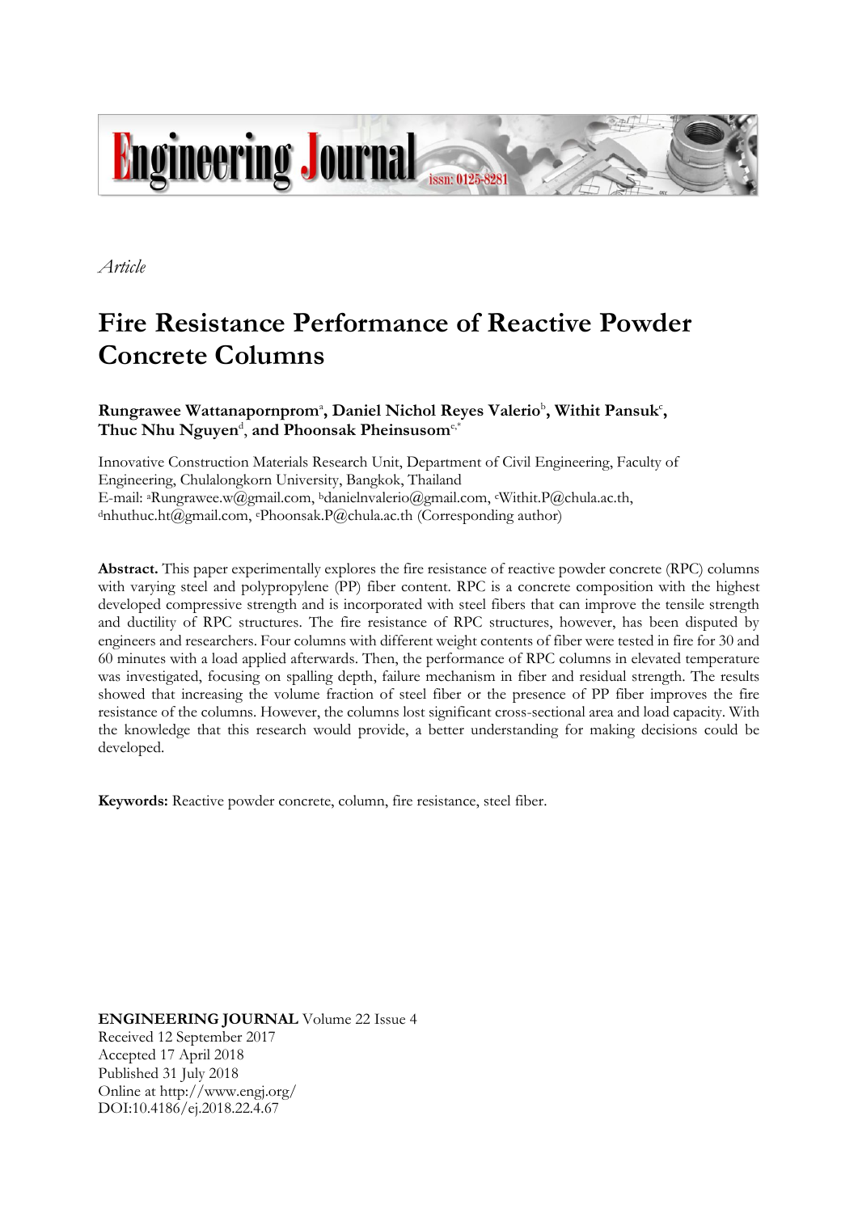*Article*

# Fire Resistance Performance of Reactive Powder Concrete Columns

**Rungrawee Wattanapornprom[a], Daniel Nichol Reyes Valerio[b], Withit Pansuk[c], Thuc Nhu Nguyen[d], and Phoonsak Pheinsusom[e,*]**

Innovative Construction Materials Research Unit, Department of Civil Engineering, Faculty of Engineering, Chulalongkorn University, Bangkok, Thailand
E-mail: [a]Rungrawee.w@gmail.com, [b]danielnvalerio@gmail.com, [c]Withit.P@chula.ac.th, [d]nhuthuc.ht@gmail.com, [e]Phoonsak.P@chula.ac.th (Corresponding author)

**Abstract.** This paper experimentally explores the fire resistance of reactive powder concrete (RPC) columns with varying steel and polypropylene (PP) fiber content. RPC is a concrete composition with the highest developed compressive strength and is incorporated with steel fibers that can improve the tensile strength and ductility of RPC structures. The fire resistance of RPC structures, however, has been disputed by engineers and researchers. Four columns with different weight contents of fiber were tested in fire for 30 and 60 minutes with a load applied afterwards. Then, the performance of RPC columns in elevated temperature was investigated, focusing on spalling depth, failure mechanism in fiber and residual strength. The results showed that increasing the volume fraction of steel fiber or the presence of PP fiber improves the fire resistance of the columns. However, the columns lost significant cross-sectional area and load capacity. With the knowledge that this research would provide, a better understanding for making decisions could be developed.

**Keywords:** Reactive powder concrete, column, fire resistance, steel fiber.

**ENGINEERING JOURNAL** Volume 22 Issue 4
Received 12 September 2017
Accepted 17 April 2018
Published 31 July 2018
Online at http://www.engj.org/
DOI:10.4186/ej.2018.22.4.67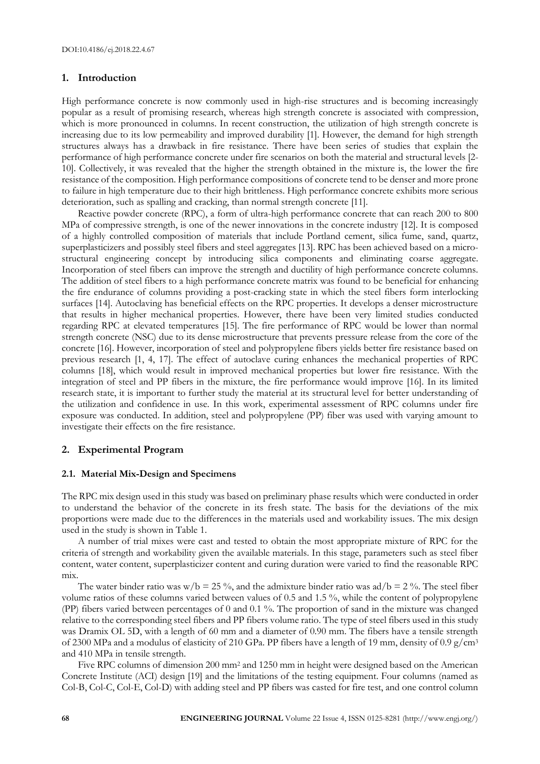## 1. Introduction

High performance concrete is now commonly used in high-rise structures and is becoming increasingly popular as a result of promising research, whereas high strength concrete is associated with compression, which is more pronounced in columns. In recent construction, the utilization of high strength concrete is increasing due to its low permeability and improved durability [1]. However, the demand for high strength structures always has a drawback in fire resistance. There have been series of studies that explain the performance of high performance concrete under fire scenarios on both the material and structural levels [2-10]. Collectively, it was revealed that the higher the strength obtained in the mixture is, the lower the fire resistance of the composition. High performance compositions of concrete tend to be denser and more prone to failure in high temperature due to their high brittleness. High performance concrete exhibits more serious deterioration, such as spalling and cracking, than normal strength concrete [11].

Reactive powder concrete (RPC), a form of ultra-high performance concrete that can reach 200 to 800 MPa of compressive strength, is one of the newer innovations in the concrete industry [12]. It is composed of a highly controlled composition of materials that include Portland cement, silica fume, sand, quartz, superplasticizers and possibly steel fibers and steel aggregates [13]. RPC has been achieved based on a micro-structural engineering concept by introducing silica components and eliminating coarse aggregate. Incorporation of steel fibers can improve the strength and ductility of high performance concrete columns. The addition of steel fibers to a high performance concrete matrix was found to be beneficial for enhancing the fire endurance of columns providing a post-cracking state in which the steel fibers form interlocking surfaces [14]. Autoclaving has beneficial effects on the RPC properties. It develops a denser microstructure that results in higher mechanical properties. However, there have been very limited studies conducted regarding RPC at elevated temperatures [15]. The fire performance of RPC would be lower than normal strength concrete (NSC) due to its dense microstructure that prevents pressure release from the core of the concrete [16]. However, incorporation of steel and polypropylene fibers yields better fire resistance based on previous research [1, 4, 17]. The effect of autoclave curing enhances the mechanical properties of RPC columns [18], which would result in improved mechanical properties but lower fire resistance. With the integration of steel and PP fibers in the mixture, the fire performance would improve [16]. In its limited research state, it is important to further study the material at its structural level for better understanding of the utilization and confidence in use. In this work, experimental assessment of RPC columns under fire exposure was conducted. In addition, steel and polypropylene (PP) fiber was used with varying amount to investigate their effects on the fire resistance.

## 2. Experimental Program

### 2.1. Material Mix-Design and Specimens

The RPC mix design used in this study was based on preliminary phase results which were conducted in order to understand the behavior of the concrete in its fresh state. The basis for the deviations of the mix proportions were made due to the differences in the materials used and workability issues. The mix design used in the study is shown in Table 1.

A number of trial mixes were cast and tested to obtain the most appropriate mixture of RPC for the criteria of strength and workability given the available materials. In this stage, parameters such as steel fiber content, water content, superplasticizer content and curing duration were varied to find the reasonable RPC mix.

The water binder ratio was $w/b = 25$ %, and the admixture binder ratio was $ad/b = 2$ %. The steel fiber volume ratios of these columns varied between values of 0.5 and 1.5 %, while the content of polypropylene (PP) fibers varied between percentages of 0 and 0.1 %. The proportion of sand in the mixture was changed relative to the corresponding steel fibers and PP fibers volume ratio. The type of steel fibers used in this study was Dramix OL 5D, with a length of 60 mm and a diameter of 0.90 mm. The fibers have a tensile strength of 2300 MPa and a modulus of elasticity of 210 GPa. PP fibers have a length of 19 mm, density of 0.9 g/cm$^3$ and 410 MPa in tensile strength.

Five RPC columns of dimension 200 mm$^2$ and 1250 mm in height were designed based on the American Concrete Institute (ACI) design [19] and the limitations of the testing equipment. Four columns (named as Col-B, Col-C, Col-E, Col-D) with adding steel and PP fibers was casted for fire test, and one control column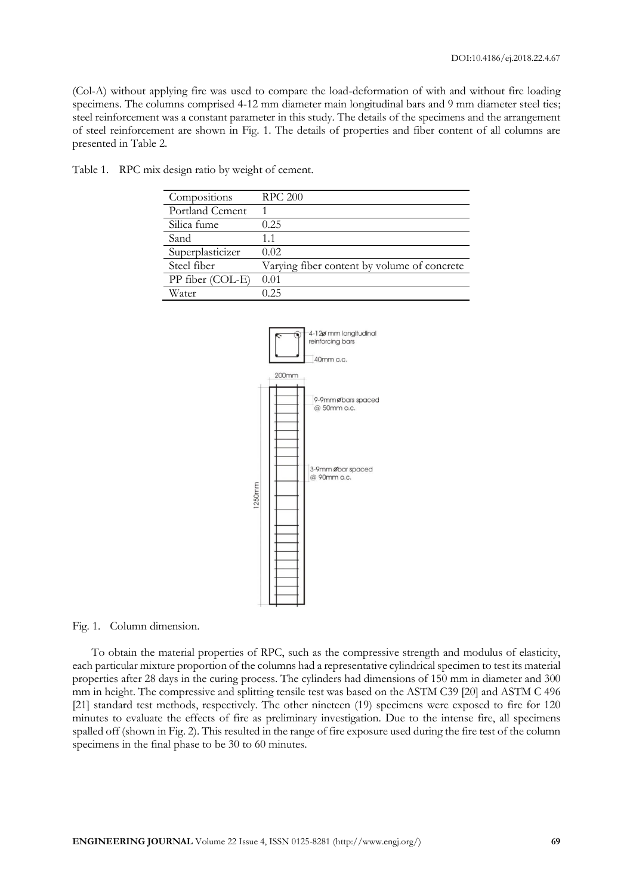(Col-A) without applying fire was used to compare the load-deformation of with and without fire loading specimens. The columns comprised 4-12 mm diameter main longitudinal bars and 9 mm diameter steel ties; steel reinforcement was a constant parameter in this study. The details of the specimens and the arrangement of steel reinforcement are shown in Fig. 1. The details of properties and fiber content of all columns are presented in Table 2.

Table 1. RPC mix design ratio by weight of cement.

| Compositions | RPC 200 |
|---|---|
| Portland Cement | 1 |
| Silica fume | 0.25 |
| Sand | 1.1 |
| Superplasticizer | 0.02 |
| Steel fiber | Varying fiber content by volume of concrete |
| PP fiber (COL-E) | 0.01 |
| Water | 0.25 |

Fig. 1. Column dimension.

To obtain the material properties of RPC, such as the compressive strength and modulus of elasticity, each particular mixture proportion of the columns had a representative cylindrical specimen to test its material properties after 28 days in the curing process. The cylinders had dimensions of 150 mm in diameter and 300 mm in height. The compressive and splitting tensile test was based on the ASTM C39 [20] and ASTM C 496 [21] standard test methods, respectively. The other nineteen (19) specimens were exposed to fire for 120 minutes to evaluate the effects of fire as preliminary investigation. Due to the intense fire, all specimens spalled off (shown in Fig. 2). This resulted in the range of fire exposure used during the fire test of the column specimens in the final phase to be 30 to 60 minutes.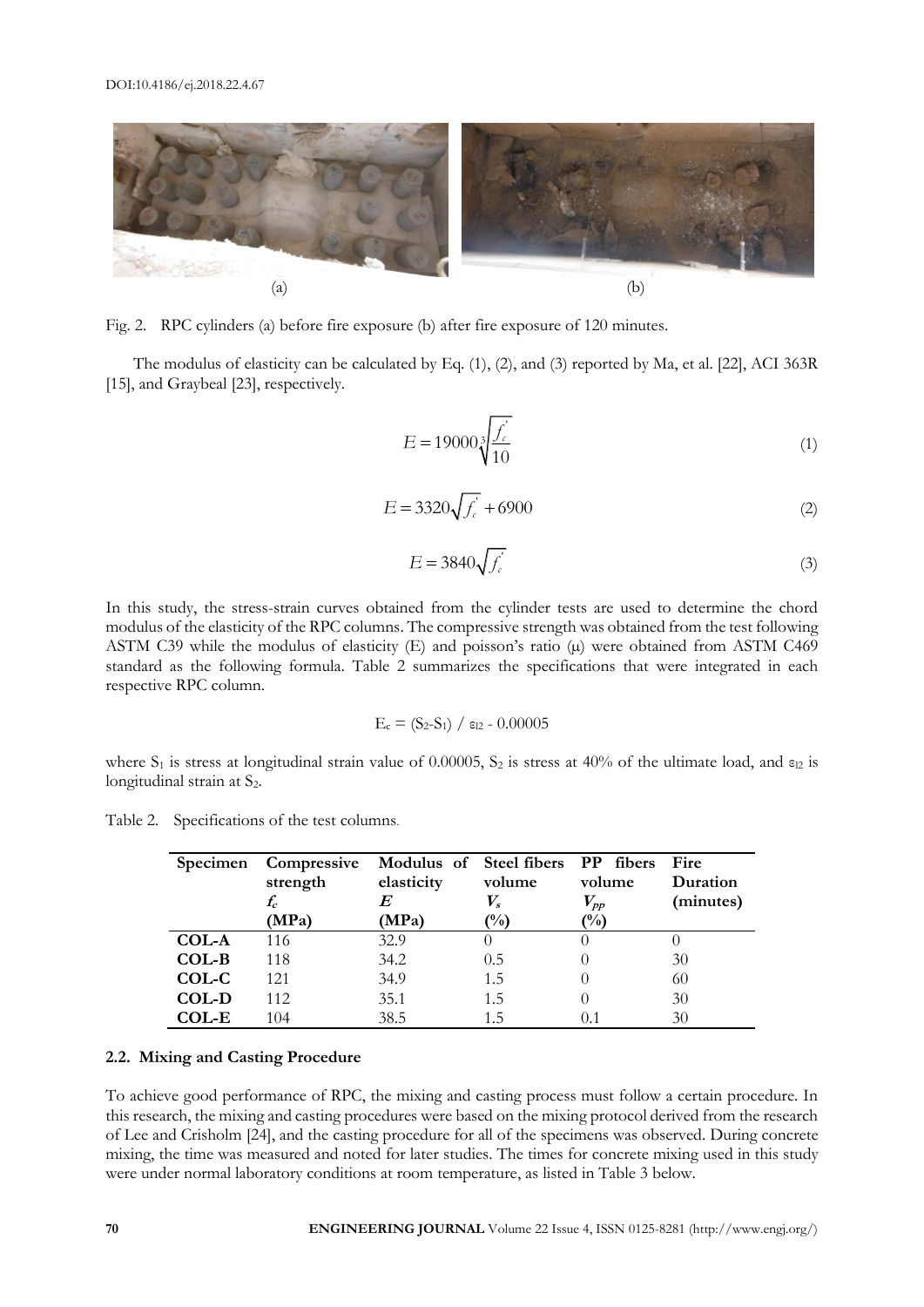Fig. 2. RPC cylinders (a) before fire exposure (b) after fire exposure of 120 minutes.

The modulus of elasticity can be calculated by Eq. (1), (2), and (3) reported by Ma, et al. [22], ACI 363R [15], and Graybeal [23], respectively.

$$E = 19000\sqrt[3]{\frac{f_c^{'}}{10}} \tag{1}$$

$$E = 3320\sqrt{f_c^{'}} + 6900 \tag{2}$$

$$E = 3840\sqrt{f_c^{'}} \tag{3}$$

In this study, the stress-strain curves obtained from the cylinder tests are used to determine the chord modulus of the elasticity of the RPC columns. The compressive strength was obtained from the test following ASTM C39 while the modulus of elasticity (E) and poisson's ratio (μ) were obtained from ASTM C469 standard as the following formula. Table 2 summarizes the specifications that were integrated in each respective RPC column.

$$E_c = (S_2 - S_1) / \varepsilon_{l2} - 0.00005$$

where $S_1$ is stress at longitudinal strain value of 0.00005, $S_2$ is stress at 40% of the ultimate load, and $\varepsilon_{l2}$ is longitudinal strain at $S_2$.

Table 2. Specifications of the test columns.

| Specimen | Compressive strength $f_c$ (MPa) | Modulus of elasticity $E$ (MPa) | Steel fibers volume $V_s$ (%) | PP fibers volume $V_{pp}$ (%) | Fire Duration (minutes) |
|---|---|---|---|---|---|
| **COL-A** | 116 | 32.9 | 0 | 0 | 0 |
| **COL-B** | 118 | 34.2 | 0.5 | 0 | 30 |
| **COL-C** | 121 | 34.9 | 1.5 | 0 | 60 |
| **COL-D** | 112 | 35.1 | 1.5 | 0 | 30 |
| **COL-E** | 104 | 38.5 | 1.5 | 0.1 | 30 |

### 2.2. Mixing and Casting Procedure

To achieve good performance of RPC, the mixing and casting process must follow a certain procedure. In this research, the mixing and casting procedures were based on the mixing protocol derived from the research of Lee and Crisholm [24], and the casting procedure for all of the specimens was observed. During concrete mixing, the time was measured and noted for later studies. The times for concrete mixing used in this study were under normal laboratory conditions at room temperature, as listed in Table 3 below.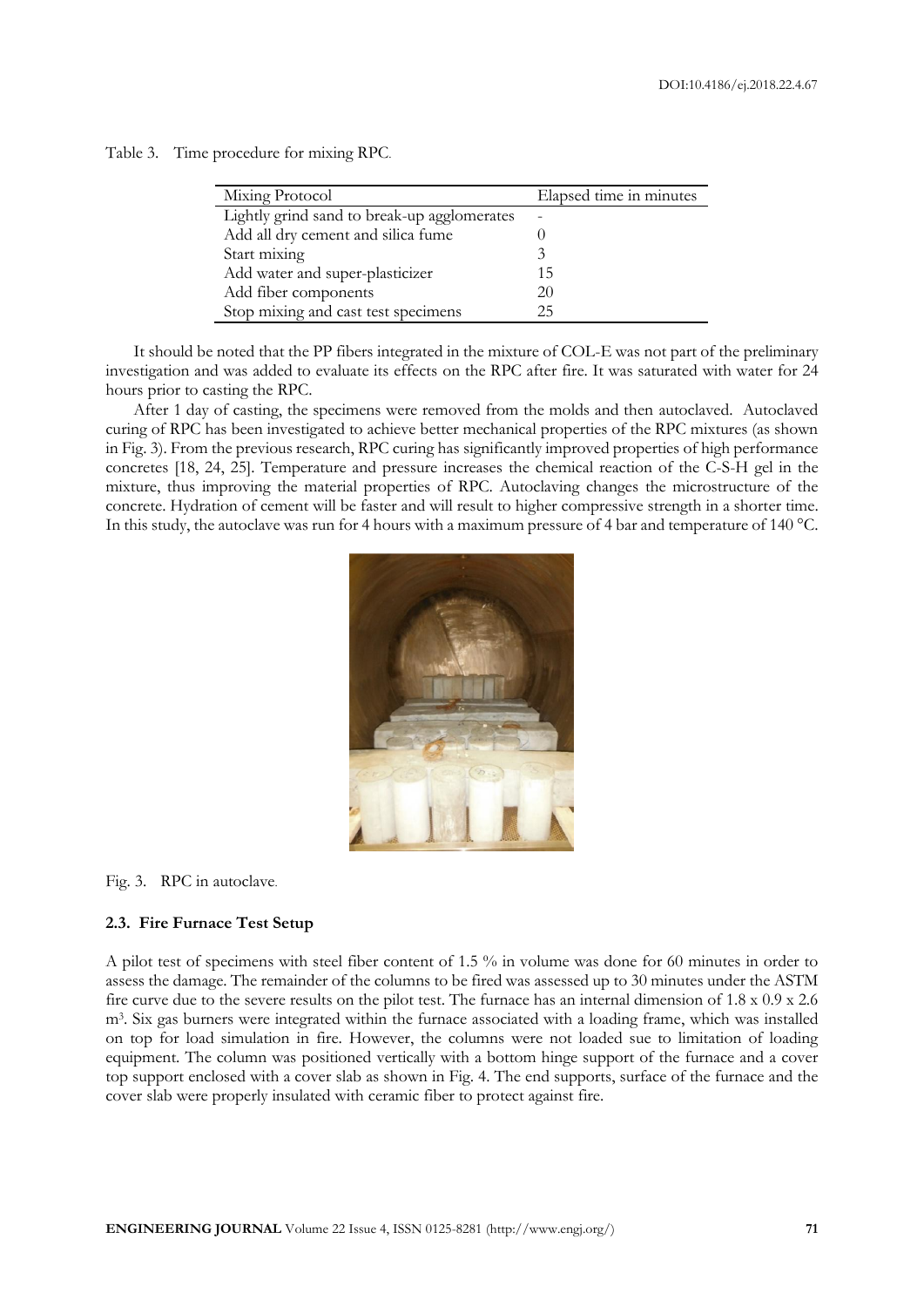Table 3. Time procedure for mixing RPC.

| Mixing Protocol | Elapsed time in minutes |
|---|---|
| Lightly grind sand to break-up agglomerates | - |
| Add all dry cement and silica fume | 0 |
| Start mixing | 3 |
| Add water and super-plasticizer | 15 |
| Add fiber components | 20 |
| Stop mixing and cast test specimens | 25 |

It should be noted that the PP fibers integrated in the mixture of COL-E was not part of the preliminary investigation and was added to evaluate its effects on the RPC after fire. It was saturated with water for 24 hours prior to casting the RPC.

After 1 day of casting, the specimens were removed from the molds and then autoclaved. Autoclaved curing of RPC has been investigated to achieve better mechanical properties of the RPC mixtures (as shown in Fig. 3). From the previous research, RPC curing has significantly improved properties of high performance concretes [18, 24, 25]. Temperature and pressure increases the chemical reaction of the C-S-H gel in the mixture, thus improving the material properties of RPC. Autoclaving changes the microstructure of the concrete. Hydration of cement will be faster and will result to higher compressive strength in a shorter time. In this study, the autoclave was run for 4 hours with a maximum pressure of 4 bar and temperature of 140 °C.

Fig. 3. RPC in autoclave.

### 2.3. Fire Furnace Test Setup

A pilot test of specimens with steel fiber content of 1.5 % in volume was done for 60 minutes in order to assess the damage. The remainder of the columns to be fired was assessed up to 30 minutes under the ASTM fire curve due to the severe results on the pilot test. The furnace has an internal dimension of 1.8 x 0.9 x 2.6 m$^3$. Six gas burners were integrated within the furnace associated with a loading frame, which was installed on top for load simulation in fire. However, the columns were not loaded sue to limitation of loading equipment. The column was positioned vertically with a bottom hinge support of the furnace and a cover top support enclosed with a cover slab as shown in Fig. 4. The end supports, surface of the furnace and the cover slab were properly insulated with ceramic fiber to protect against fire.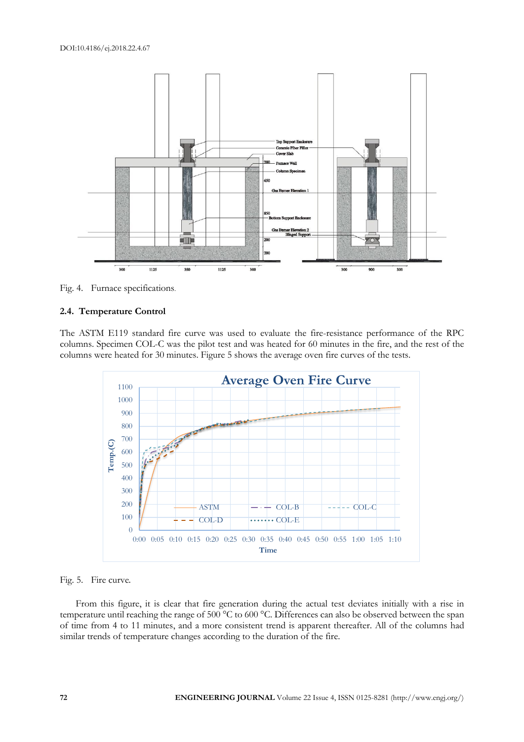Fig. 4. Furnace specifications.

### 2.4. Temperature Control

The ASTM E119 standard fire curve was used to evaluate the fire-resistance performance of the RPC columns. Specimen COL-C was the pilot test and was heated for 60 minutes in the fire, and the rest of the columns were heated for 30 minutes. Figure 5 shows the average oven fire curves of the tests.

Fig. 5. Fire curve.

From this figure, it is clear that fire generation during the actual test deviates initially with a rise in temperature until reaching the range of 500 °C to 600 °C. Differences can also be observed between the span of time from 4 to 11 minutes, and a more consistent trend is apparent thereafter. All of the columns had similar trends of temperature changes according to the duration of the fire.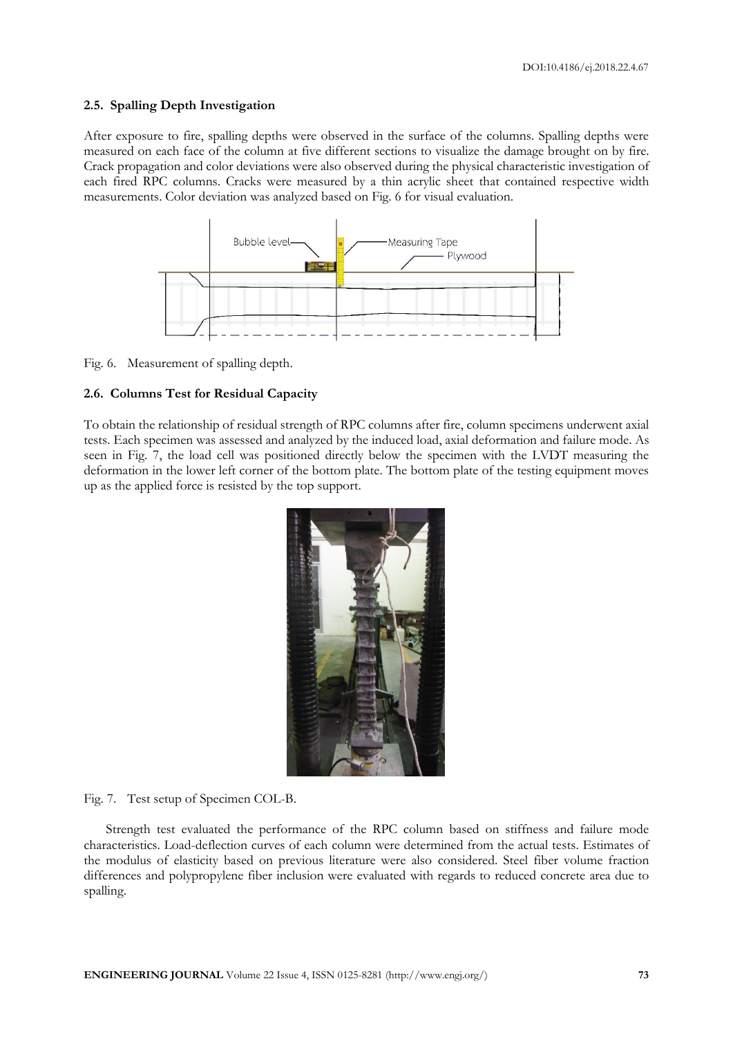### 2.5. Spalling Depth Investigation

After exposure to fire, spalling depths were observed in the surface of the columns. Spalling depths were measured on each face of the column at five different sections to visualize the damage brought on by fire. Crack propagation and color deviations were also observed during the physical characteristic investigation of each fired RPC columns. Cracks were measured by a thin acrylic sheet that contained respective width measurements. Color deviation was analyzed based on Fig. 6 for visual evaluation.

Fig. 6. Measurement of spalling depth.

### 2.6. Columns Test for Residual Capacity

To obtain the relationship of residual strength of RPC columns after fire, column specimens underwent axial tests. Each specimen was assessed and analyzed by the induced load, axial deformation and failure mode. As seen in Fig. 7, the load cell was positioned directly below the specimen with the LVDT measuring the deformation in the lower left corner of the bottom plate. The bottom plate of the testing equipment moves up as the applied force is resisted by the top support.

Fig. 7. Test setup of Specimen COL-B.

Strength test evaluated the performance of the RPC column based on stiffness and failure mode characteristics. Load-deflection curves of each column were determined from the actual tests. Estimates of the modulus of elasticity based on previous literature were also considered. Steel fiber volume fraction differences and polypropylene fiber inclusion were evaluated with regards to reduced concrete area due to spalling.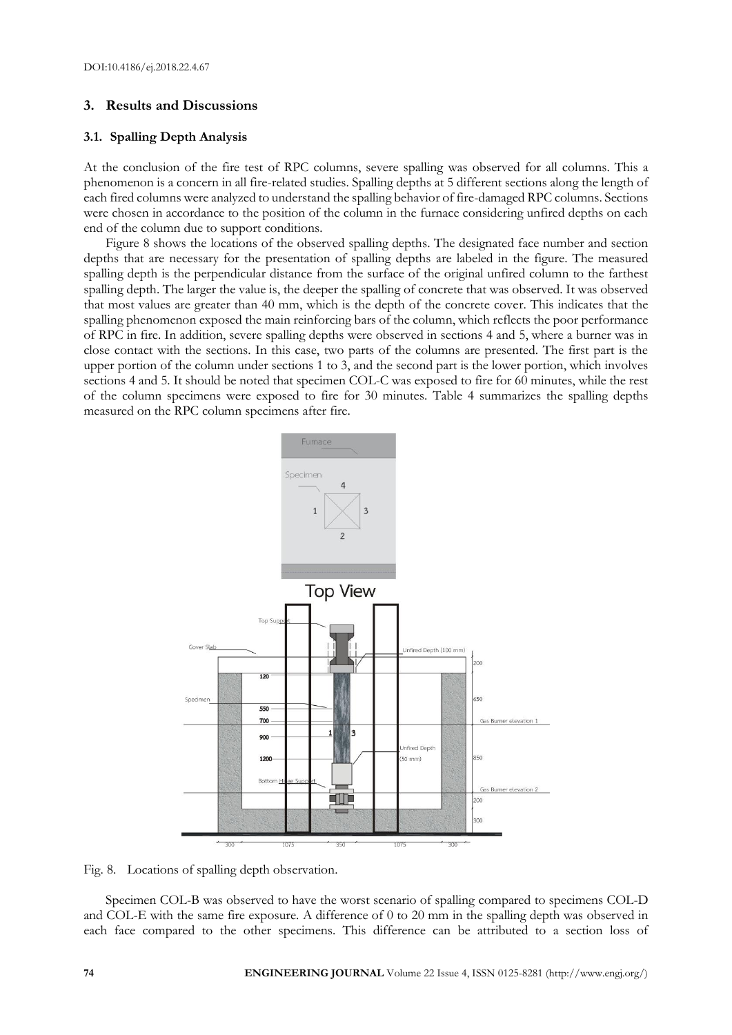## 3. Results and Discussions

### 3.1. Spalling Depth Analysis

At the conclusion of the fire test of RPC columns, severe spalling was observed for all columns. This a phenomenon is a concern in all fire-related studies. Spalling depths at 5 different sections along the length of each fired columns were analyzed to understand the spalling behavior of fire-damaged RPC columns. Sections were chosen in accordance to the position of the column in the furnace considering unfired depths on each end of the column due to support conditions.

Figure 8 shows the locations of the observed spalling depths. The designated face number and section depths that are necessary for the presentation of spalling depths are labeled in the figure. The measured spalling depth is the perpendicular distance from the surface of the original unfired column to the farthest spalling depth. The larger the value is, the deeper the spalling of concrete that was observed. It was observed that most values are greater than 40 mm, which is the depth of the concrete cover. This indicates that the spalling phenomenon exposed the main reinforcing bars of the column, which reflects the poor performance of RPC in fire. In addition, severe spalling depths were observed in sections 4 and 5, where a burner was in close contact with the sections. In this case, two parts of the columns are presented. The first part is the upper portion of the column under sections 1 to 3, and the second part is the lower portion, which involves sections 4 and 5. It should be noted that specimen COL-C was exposed to fire for 60 minutes, while the rest of the column specimens were exposed to fire for 30 minutes. Table 4 summarizes the spalling depths measured on the RPC column specimens after fire.

Fig. 8. Locations of spalling depth observation.

Specimen COL-B was observed to have the worst scenario of spalling compared to specimens COL-D and COL-E with the same fire exposure. A difference of 0 to 20 mm in the spalling depth was observed in each face compared to the other specimens. This difference can be attributed to a section loss of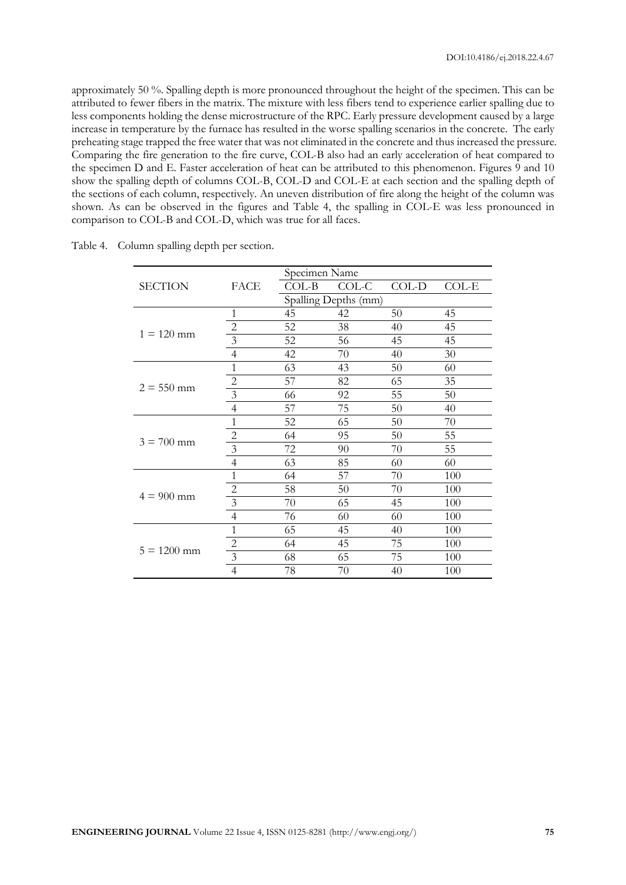approximately 50 %. Spalling depth is more pronounced throughout the height of the specimen. This can be attributed to fewer fibers in the matrix. The mixture with less fibers tend to experience earlier spalling due to less components holding the dense microstructure of the RPC. Early pressure development caused by a large increase in temperature by the furnace has resulted in the worse spalling scenarios in the concrete. The early preheating stage trapped the free water that was not eliminated in the concrete and thus increased the pressure. Comparing the fire generation to the fire curve, COL-B also had an early acceleration of heat compared to the specimen D and E. Faster acceleration of heat can be attributed to this phenomenon. Figures 9 and 10 show the spalling depth of columns COL-B, COL-D and COL-E at each section and the spalling depth of the sections of each column, respectively. An uneven distribution of fire along the height of the column was shown. As can be observed in the figures and Table 4, the spalling in COL-E was less pronounced in comparison to COL-B and COL-D, which was true for all faces.

Table 4. Column spalling depth per section.

| SECTION | FACE | Specimen Name | | | |
|---|---|---|---|---|---|
| | | COL-B | COL-C | COL-D | COL-E |
| | | Spalling Depths (mm) | | | |
| 1 = 120 mm | 1 | 45 | 42 | 50 | 45 |
| | 2 | 52 | 38 | 40 | 45 |
| | 3 | 52 | 56 | 45 | 45 |
| | 4 | 42 | 70 | 40 | 30 |
| 2 = 550 mm | 1 | 63 | 43 | 50 | 60 |
| | 2 | 57 | 82 | 65 | 35 |
| | 3 | 66 | 92 | 55 | 50 |
| | 4 | 57 | 75 | 50 | 40 |
| 3 = 700 mm | 1 | 52 | 65 | 50 | 70 |
| | 2 | 64 | 95 | 50 | 55 |
| | 3 | 72 | 90 | 70 | 55 |
| | 4 | 63 | 85 | 60 | 60 |
| 4 = 900 mm | 1 | 64 | 57 | 70 | 100 |
| | 2 | 58 | 50 | 70 | 100 |
| | 3 | 70 | 65 | 45 | 100 |
| | 4 | 76 | 60 | 60 | 100 |
| 5 = 1200 mm | 1 | 65 | 45 | 40 | 100 |
| | 2 | 64 | 45 | 75 | 100 |
| | 3 | 68 | 65 | 75 | 100 |
| | 4 | 78 | 70 | 40 | 100 |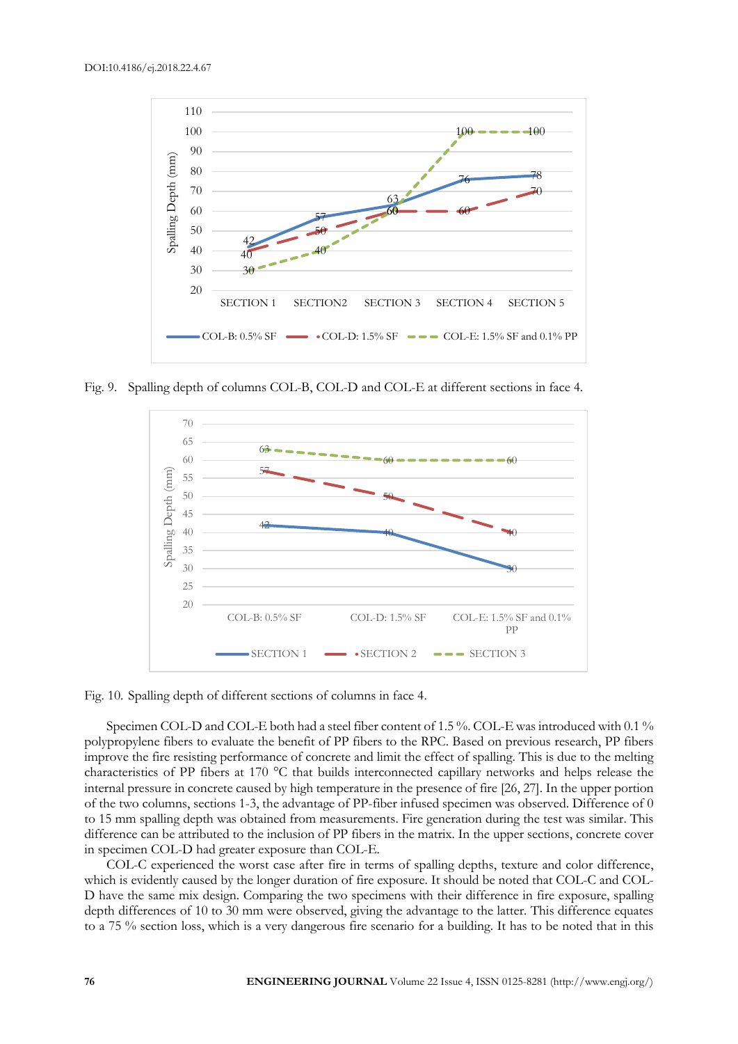DOI:10.4186/ej.2018.22.4.67

Fig. 9. Spalling depth of columns COL-B, COL-D and COL-E at different sections in face 4.

Fig. 10. Spalling depth of different sections of columns in face 4.

Specimen COL-D and COL-E both had a steel fiber content of 1.5 %. COL-E was introduced with 0.1 % polypropylene fibers to evaluate the benefit of PP fibers to the RPC. Based on previous research, PP fibers improve the fire resisting performance of concrete and limit the effect of spalling. This is due to the melting characteristics of PP fibers at 170 °C that builds interconnected capillary networks and helps release the internal pressure in concrete caused by high temperature in the presence of fire [26, 27]. In the upper portion of the two columns, sections 1-3, the advantage of PP-fiber infused specimen was observed. Difference of 0 to 15 mm spalling depth was obtained from measurements. Fire generation during the test was similar. This difference can be attributed to the inclusion of PP fibers in the matrix. In the upper sections, concrete cover in specimen COL-D had greater exposure than COL-E.

COL-C experienced the worst case after fire in terms of spalling depths, texture and color difference, which is evidently caused by the longer duration of fire exposure. It should be noted that COL-C and COL-D have the same mix design. Comparing the two specimens with their difference in fire exposure, spalling depth differences of 10 to 30 mm were observed, giving the advantage to the latter. This difference equates to a 75 % section loss, which is a very dangerous fire scenario for a building. It has to be noted that in this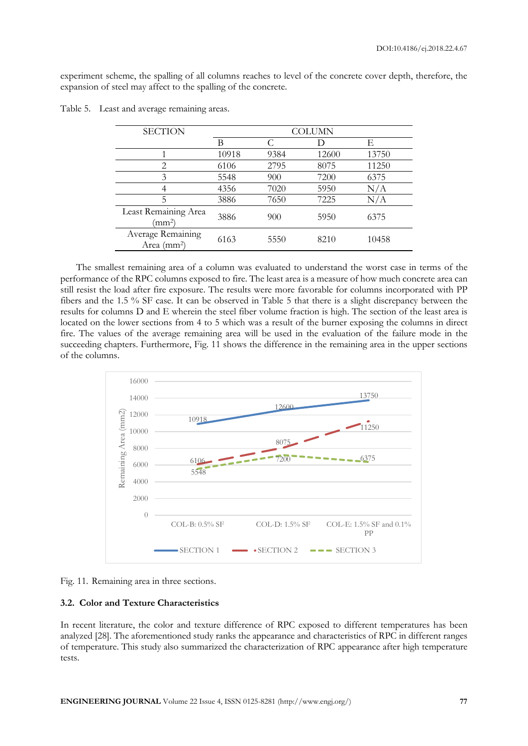experiment scheme, the spalling of all columns reaches to level of the concrete cover depth, therefore, the expansion of steel may affect to the spalling of the concrete.

Table 5. Least and average remaining areas.

| SECTION | COLUMN | | | |
|---|---|---|---|---|
| | B | C | D | E |
| 1 | 10918 | 9384 | 12600 | 13750 |
| 2 | 6106 | 2795 | 8075 | 11250 |
| 3 | 5548 | 900 | 7200 | 6375 |
| 4 | 4356 | 7020 | 5950 | N/A |
| 5 | 3886 | 7650 | 7225 | N/A |
| Least Remaining Area ($mm^2$) | 3886 | 900 | 5950 | 6375 |
| Average Remaining Area ($mm^2$) | 6163 | 5550 | 8210 | 10458 |

The smallest remaining area of a column was evaluated to understand the worst case in terms of the performance of the RPC columns exposed to fire. The least area is a measure of how much concrete area can still resist the load after fire exposure. The results were more favorable for columns incorporated with PP fibers and the 1.5 % SF case. It can be observed in Table 5 that there is a slight discrepancy between the results for columns D and E wherein the steel fiber volume fraction is high. The section of the least area is located on the lower sections from 4 to 5 which was a result of the burner exposing the columns in direct fire. The values of the average remaining area will be used in the evaluation of the failure mode in the succeeding chapters. Furthermore, Fig. 11 shows the difference in the remaining area in the upper sections of the columns.

Fig. 11. Remaining area in three sections.

### 3.2. Color and Texture Characteristics

In recent literature, the color and texture difference of RPC exposed to different temperatures has been analyzed [28]. The aforementioned study ranks the appearance and characteristics of RPC in different ranges of temperature. This study also summarized the characterization of RPC appearance after high temperature tests.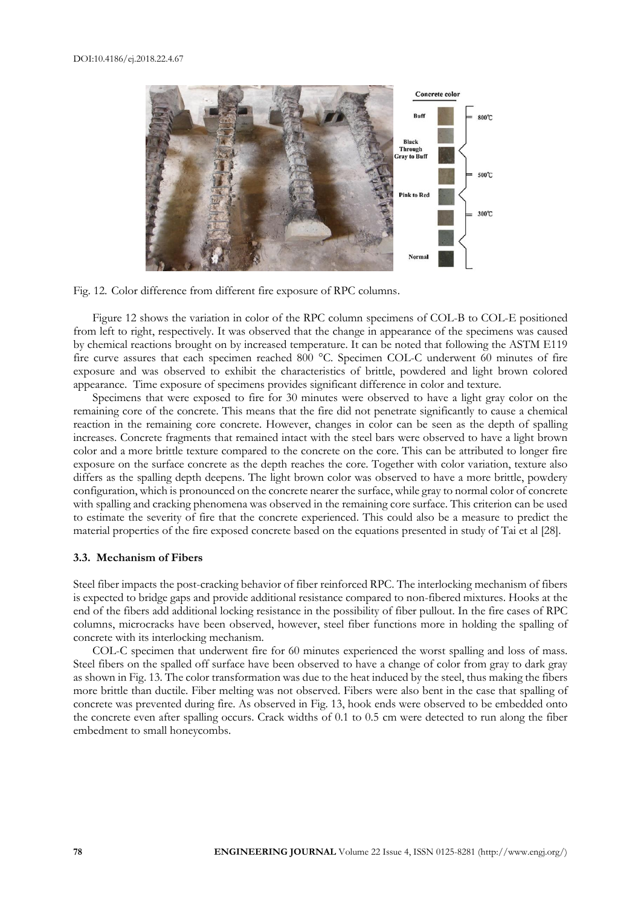Fig. 12. Color difference from different fire exposure of RPC columns.

Figure 12 shows the variation in color of the RPC column specimens of COL-B to COL-E positioned from left to right, respectively. It was observed that the change in appearance of the specimens was caused by chemical reactions brought on by increased temperature. It can be noted that following the ASTM E119 fire curve assures that each specimen reached 800 °C. Specimen COL-C underwent 60 minutes of fire exposure and was observed to exhibit the characteristics of brittle, powdered and light brown colored appearance. Time exposure of specimens provides significant difference in color and texture.

Specimens that were exposed to fire for 30 minutes were observed to have a light gray color on the remaining core of the concrete. This means that the fire did not penetrate significantly to cause a chemical reaction in the remaining core concrete. However, changes in color can be seen as the depth of spalling increases. Concrete fragments that remained intact with the steel bars were observed to have a light brown color and a more brittle texture compared to the concrete on the core. This can be attributed to longer fire exposure on the surface concrete as the depth reaches the core. Together with color variation, texture also differs as the spalling depth deepens. The light brown color was observed to have a more brittle, powdery configuration, which is pronounced on the concrete nearer the surface, while gray to normal color of concrete with spalling and cracking phenomena was observed in the remaining core surface. This criterion can be used to estimate the severity of fire that the concrete experienced. This could also be a measure to predict the material properties of the fire exposed concrete based on the equations presented in study of Tai et al [28].

### 3.3. Mechanism of Fibers

Steel fiber impacts the post-cracking behavior of fiber reinforced RPC. The interlocking mechanism of fibers is expected to bridge gaps and provide additional resistance compared to non-fibered mixtures. Hooks at the end of the fibers add additional locking resistance in the possibility of fiber pullout. In the fire cases of RPC columns, microcracks have been observed, however, steel fiber functions more in holding the spalling of concrete with its interlocking mechanism.

COL-C specimen that underwent fire for 60 minutes experienced the worst spalling and loss of mass. Steel fibers on the spalled off surface have been observed to have a change of color from gray to dark gray as shown in Fig. 13. The color transformation was due to the heat induced by the steel, thus making the fibers more brittle than ductile. Fiber melting was not observed. Fibers were also bent in the case that spalling of concrete was prevented during fire. As observed in Fig. 13, hook ends were observed to be embedded onto the concrete even after spalling occurs. Crack widths of 0.1 to 0.5 cm were detected to run along the fiber embedment to small honeycombs.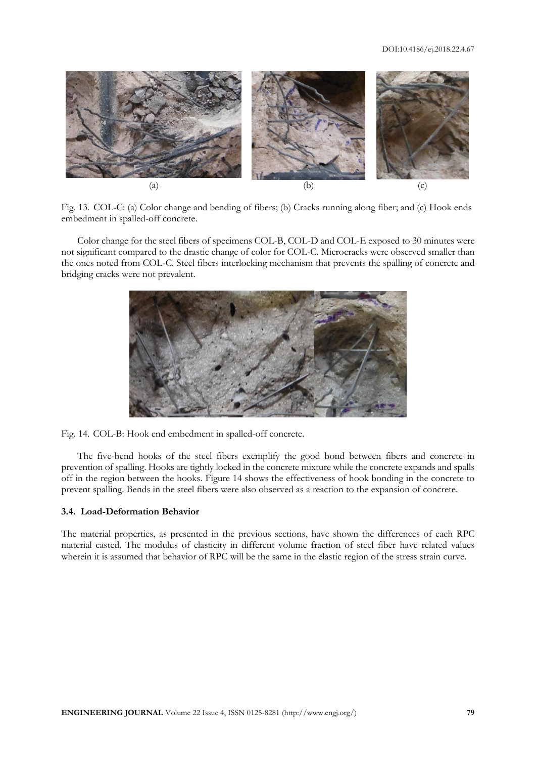(a) (b) (c)

Fig. 13. COL-C: (a) Color change and bending of fibers; (b) Cracks running along fiber; and (c) Hook ends embedment in spalled-off concrete.

Color change for the steel fibers of specimens COL-B, COL-D and COL-E exposed to 30 minutes were not significant compared to the drastic change of color for COL-C. Microcracks were observed smaller than the ones noted from COL-C. Steel fibers interlocking mechanism that prevents the spalling of concrete and bridging cracks were not prevalent.

Fig. 14. COL-B: Hook end embedment in spalled-off concrete.

The five-bend hooks of the steel fibers exemplify the good bond between fibers and concrete in prevention of spalling. Hooks are tightly locked in the concrete mixture while the concrete expands and spalls off in the region between the hooks. Figure 14 shows the effectiveness of hook bonding in the concrete to prevent spalling. Bends in the steel fibers were also observed as a reaction to the expansion of concrete.

### 3.4. Load-Deformation Behavior

The material properties, as presented in the previous sections, have shown the differences of each RPC material casted. The modulus of elasticity in different volume fraction of steel fiber have related values wherein it is assumed that behavior of RPC will be the same in the elastic region of the stress strain curve.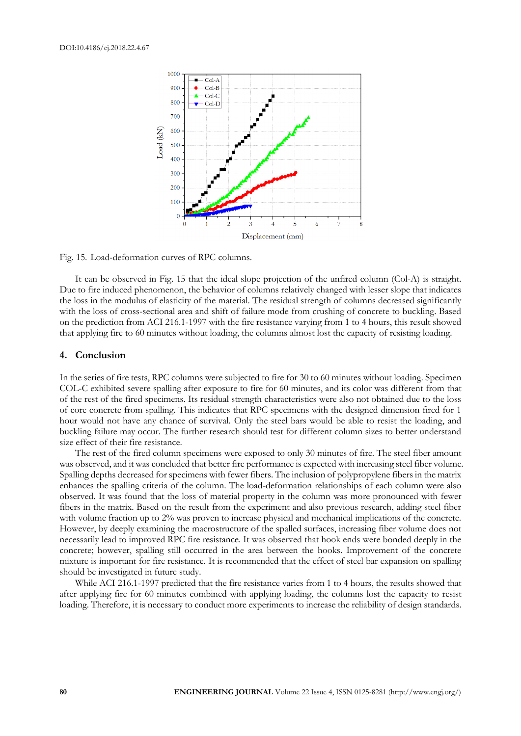Fig. 15. Load-deformation curves of RPC columns.

It can be observed in Fig. 15 that the ideal slope projection of the unfired column (Col-A) is straight. Due to fire induced phenomenon, the behavior of columns relatively changed with lesser slope that indicates the loss in the modulus of elasticity of the material. The residual strength of columns decreased significantly with the loss of cross-sectional area and shift of failure mode from crushing of concrete to buckling. Based on the prediction from ACI 216.1-1997 with the fire resistance varying from 1 to 4 hours, this result showed that applying fire to 60 minutes without loading, the columns almost lost the capacity of resisting loading.

## 4. Conclusion

In the series of fire tests, RPC columns were subjected to fire for 30 to 60 minutes without loading. Specimen COL-C exhibited severe spalling after exposure to fire for 60 minutes, and its color was different from that of the rest of the fired specimens. Its residual strength characteristics were also not obtained due to the loss of core concrete from spalling. This indicates that RPC specimens with the designed dimension fired for 1 hour would not have any chance of survival. Only the steel bars would be able to resist the loading, and buckling failure may occur. The further research should test for different column sizes to better understand size effect of their fire resistance.

The rest of the fired column specimens were exposed to only 30 minutes of fire. The steel fiber amount was observed, and it was concluded that better fire performance is expected with increasing steel fiber volume. Spalling depths decreased for specimens with fewer fibers. The inclusion of polypropylene fibers in the matrix enhances the spalling criteria of the column. The load-deformation relationships of each column were also observed. It was found that the loss of material property in the column was more pronounced with fewer fibers in the matrix. Based on the result from the experiment and also previous research, adding steel fiber with volume fraction up to 2% was proven to increase physical and mechanical implications of the concrete. However, by deeply examining the macrostructure of the spalled surfaces, increasing fiber volume does not necessarily lead to improved RPC fire resistance. It was observed that hook ends were bonded deeply in the concrete; however, spalling still occurred in the area between the hooks. Improvement of the concrete mixture is important for fire resistance. It is recommended that the effect of steel bar expansion on spalling should be investigated in future study.

While ACI 216.1-1997 predicted that the fire resistance varies from 1 to 4 hours, the results showed that after applying fire for 60 minutes combined with applying loading, the columns lost the capacity to resist loading. Therefore, it is necessary to conduct more experiments to increase the reliability of design standards.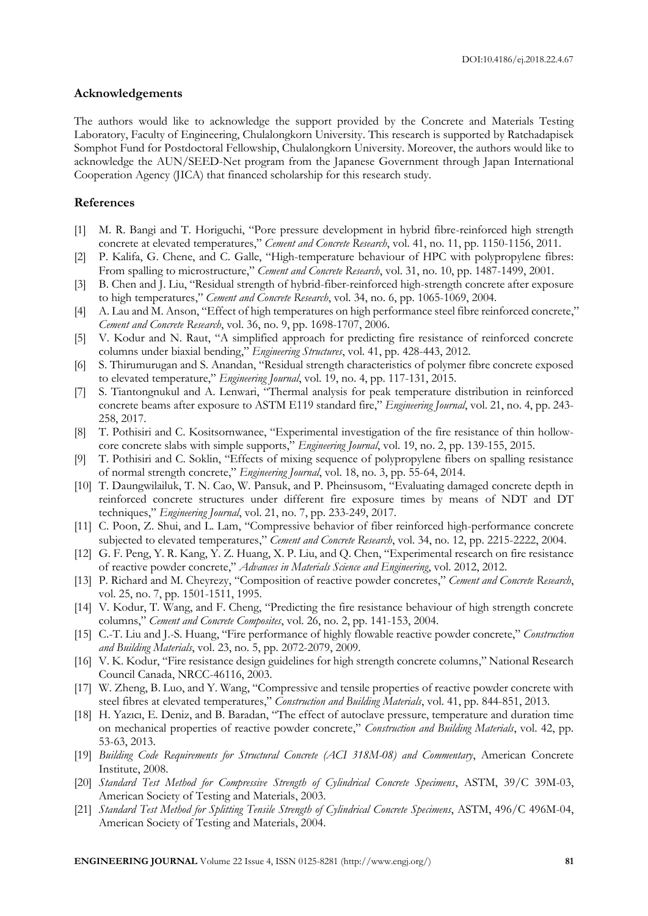## Acknowledgements

The authors would like to acknowledge the support provided by the Concrete and Materials Testing Laboratory, Faculty of Engineering, Chulalongkorn University. This research is supported by Ratchadapisek Somphot Fund for Postdoctoral Fellowship, Chulalongkorn University. Moreover, the authors would like to acknowledge the AUN/SEED-Net program from the Japanese Government through Japan International Cooperation Agency (JICA) that financed scholarship for this research study.

## References

[1] M. R. Bangi and T. Horiguchi, "Pore pressure development in hybrid fibre-reinforced high strength concrete at elevated temperatures," *Cement and Concrete Research*, vol. 41, no. 11, pp. 1150-1156, 2011.

[2] P. Kalifa, G. Chene, and C. Galle, "High-temperature behaviour of HPC with polypropylene fibres: From spalling to microstructure," *Cement and Concrete Research*, vol. 31, no. 10, pp. 1487-1499, 2001.

[3] B. Chen and J. Liu, "Residual strength of hybrid-fiber-reinforced high-strength concrete after exposure to high temperatures," *Cement and Concrete Research*, vol. 34, no. 6, pp. 1065-1069, 2004.

[4] A. Lau and M. Anson, "Effect of high temperatures on high performance steel fibre reinforced concrete," *Cement and Concrete Research*, vol. 36, no. 9, pp. 1698-1707, 2006.

[5] V. Kodur and N. Raut, "A simplified approach for predicting fire resistance of reinforced concrete columns under biaxial bending," *Engineering Structures*, vol. 41, pp. 428-443, 2012.

[6] S. Thirumurugan and S. Anandan, "Residual strength characteristics of polymer fibre concrete exposed to elevated temperature," *Engineering Journal*, vol. 19, no. 4, pp. 117-131, 2015.

[7] S. Tiantongnukul and A. Lenwari, "Thermal analysis for peak temperature distribution in reinforced concrete beams after exposure to ASTM E119 standard fire," *Engineering Journal*, vol. 21, no. 4, pp. 243-258, 2017.

[8] T. Pothisiri and C. Kositsornwanee, "Experimental investigation of the fire resistance of thin hollow-core concrete slabs with simple supports," *Engineering Journal*, vol. 19, no. 2, pp. 139-155, 2015.

[9] T. Pothisiri and C. Soklin, "Effects of mixing sequence of polypropylene fibers on spalling resistance of normal strength concrete," *Engineering Journal*, vol. 18, no. 3, pp. 55-64, 2014.

[10] T. Daungwilailuk, T. N. Cao, W. Pansuk, and P. Pheinsusom, "Evaluating damaged concrete depth in reinforced concrete structures under different fire exposure times by means of NDT and DT techniques," *Engineering Journal*, vol. 21, no. 7, pp. 233-249, 2017.

[11] C. Poon, Z. Shui, and L. Lam, "Compressive behavior of fiber reinforced high-performance concrete subjected to elevated temperatures," *Cement and Concrete Research*, vol. 34, no. 12, pp. 2215-2222, 2004.

[12] G. F. Peng, Y. R. Kang, Y. Z. Huang, X. P. Liu, and Q. Chen, "Experimental research on fire resistance of reactive powder concrete," *Advances in Materials Science and Engineering*, vol. 2012, 2012.

[13] P. Richard and M. Cheyrezy, "Composition of reactive powder concretes," *Cement and Concrete Research*, vol. 25, no. 7, pp. 1501-1511, 1995.

[14] V. Kodur, T. Wang, and F. Cheng, "Predicting the fire resistance behaviour of high strength concrete columns," *Cement and Concrete Composites*, vol. 26, no. 2, pp. 141-153, 2004.

[15] C.-T. Liu and J.-S. Huang, "Fire performance of highly flowable reactive powder concrete," *Construction and Building Materials*, vol. 23, no. 5, pp. 2072-2079, 2009.

[16] V. K. Kodur, "Fire resistance design guidelines for high strength concrete columns," National Research Council Canada, NRCC-46116, 2003.

[17] W. Zheng, B. Luo, and Y. Wang, "Compressive and tensile properties of reactive powder concrete with steel fibres at elevated temperatures," *Construction and Building Materials*, vol. 41, pp. 844-851, 2013.

[18] H. Yazıcı, E. Deniz, and B. Baradan, "The effect of autoclave pressure, temperature and duration time on mechanical properties of reactive powder concrete," *Construction and Building Materials*, vol. 42, pp. 53-63, 2013.

[19] *Building Code Requirements for Structural Concrete (ACI 318M-08) and Commentary*, American Concrete Institute, 2008.

[20] *Standard Test Method for Compressive Strength of Cylindrical Concrete Specimens*, ASTM, 39/C 39M-03, American Society of Testing and Materials, 2003.

[21] *Standard Test Method for Splitting Tensile Strength of Cylindrical Concrete Specimens*, ASTM, 496/C 496M-04, American Society of Testing and Materials, 2004.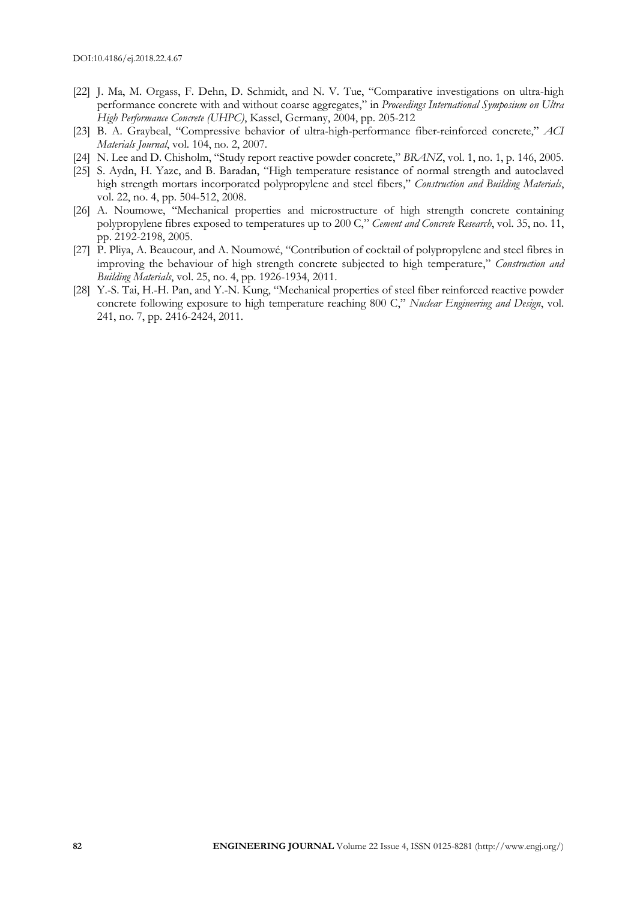[22] J. Ma, M. Orgass, F. Dehn, D. Schmidt, and N. V. Tue, "Comparative investigations on ultra-high performance concrete with and without coarse aggregates," in *Proceedings International Symposium on Ultra High Performance Concrete (UHPC)*, Kassel, Germany, 2004, pp. 205-212

[23] B. A. Graybeal, "Compressive behavior of ultra-high-performance fiber-reinforced concrete," *ACI Materials Journal*, vol. 104, no. 2, 2007.

[24] N. Lee and D. Chisholm, "Study report reactive powder concrete," *BRANZ*, vol. 1, no. 1, p. 146, 2005.

[25] S. Aydn, H. Yazc, and B. Baradan, "High temperature resistance of normal strength and autoclaved high strength mortars incorporated polypropylene and steel fibers," *Construction and Building Materials*, vol. 22, no. 4, pp. 504-512, 2008.

[26] A. Noumowe, "Mechanical properties and microstructure of high strength concrete containing polypropylene fibres exposed to temperatures up to 200 C," *Cement and Concrete Research*, vol. 35, no. 11, pp. 2192-2198, 2005.

[27] P. Pliya, A. Beaucour, and A. Noumowé, "Contribution of cocktail of polypropylene and steel fibres in improving the behaviour of high strength concrete subjected to high temperature," *Construction and Building Materials*, vol. 25, no. 4, pp. 1926-1934, 2011.

[28] Y.-S. Tai, H.-H. Pan, and Y.-N. Kung, "Mechanical properties of steel fiber reinforced reactive powder concrete following exposure to high temperature reaching 800 C," *Nuclear Engineering and Design*, vol. 241, no. 7, pp. 2416-2424, 2011.